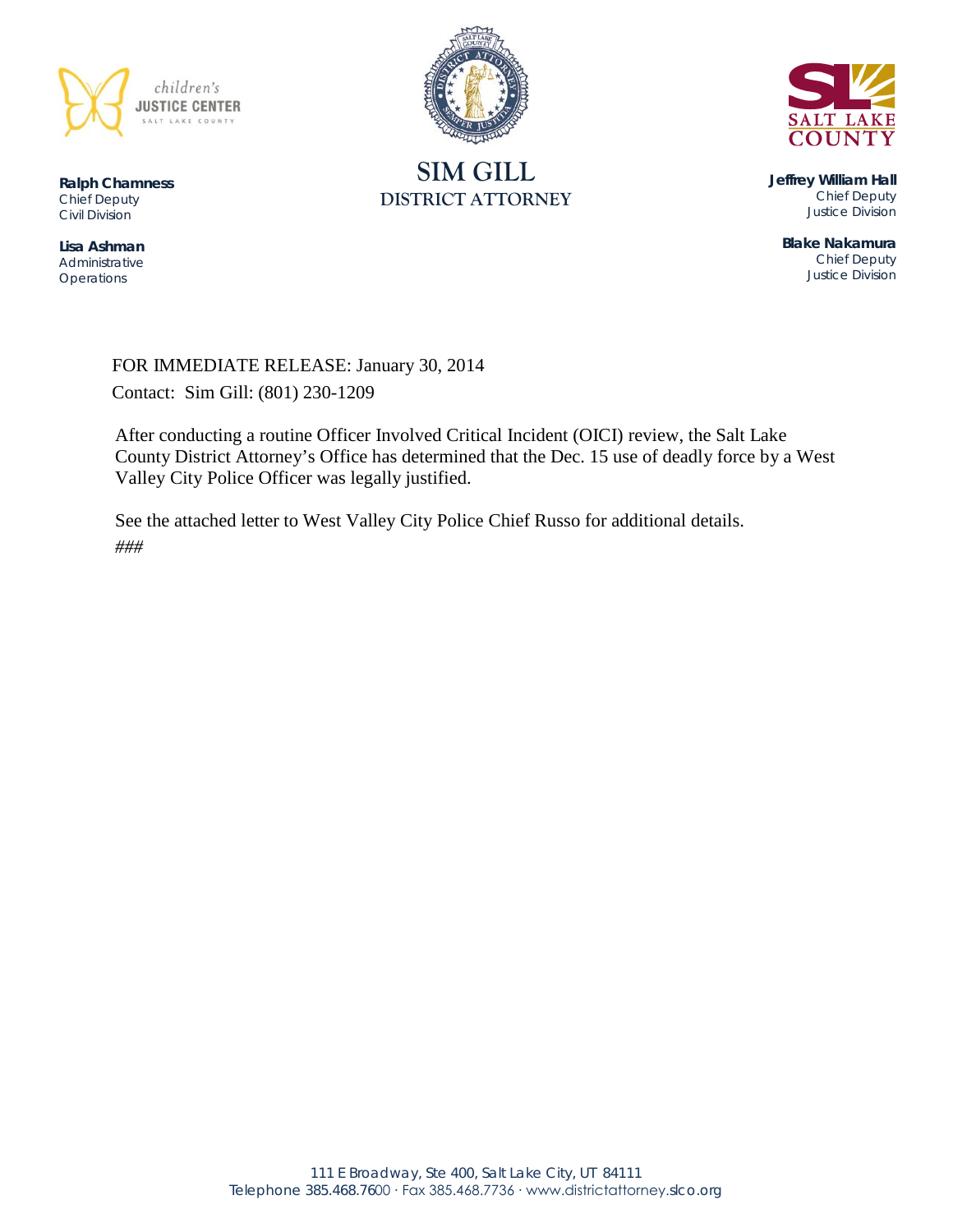children's
**JUSTICE CENTER**
SALT LAKE COUNTY

**Ralph Chamness**
Chief Deputy
Civil Division

**Lisa Ashman**
Administrative
Operations

# SIM GILL
## DISTRICT ATTORNEY

SALT LAKE
COUNTY

**Jeffrey William Hall**
Chief Deputy
Justice Division

**Blake Nakamura**
Chief Deputy
Justice Division

FOR IMMEDIATE RELEASE: January 30, 2014
Contact: Sim Gill: (801) 230-1209

After conducting a routine Officer Involved Critical Incident (OICI) review, the Salt Lake County District Attorney's Office has determined that the Dec. 15 use of deadly force by a West Valley City Police Officer was legally justified.

See the attached letter to West Valley City Police Chief Russo for additional details.

###

111 E Broadway, Ste 400, Salt Lake City, UT 84111
Telephone 385.468.7600 · Fax 385.468.7736 · www.districtattorney.slco.org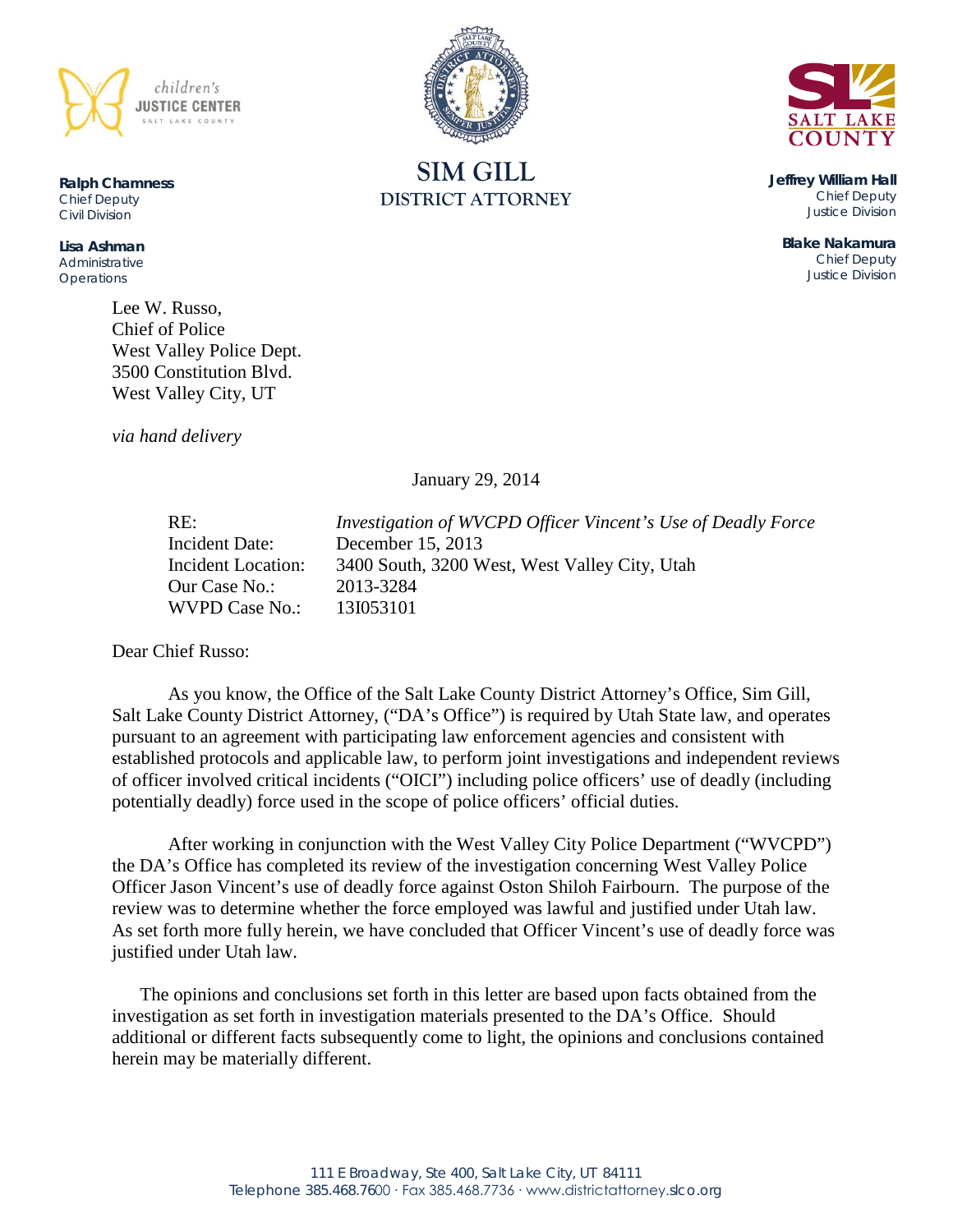Ralph Chamness
Chief Deputy
Civil Division

Lisa Ashman
Administrative Operations

SIM GILL
DISTRICT ATTORNEY

Jeffrey William Hall
Chief Deputy
Justice Division

Blake Nakamura
Chief Deputy
Justice Division

Lee W. Russo,
Chief of Police
West Valley Police Dept.
3500 Constitution Blvd.
West Valley City, UT

*via hand delivery*

January 29, 2014

| | |
|---|---|
| RE: | *Investigation of WVCPD Officer Vincent's Use of Deadly Force* |
| Incident Date: | December 15, 2013 |
| Incident Location: | 3400 South, 3200 West, West Valley City, Utah |
| Our Case No.: | 2013-3284 |
| WVPD Case No.: | 13I053101 |

Dear Chief Russo:

As you know, the Office of the Salt Lake County District Attorney's Office, Sim Gill, Salt Lake County District Attorney, ("DA's Office") is required by Utah State law, and operates pursuant to an agreement with participating law enforcement agencies and consistent with established protocols and applicable law, to perform joint investigations and independent reviews of officer involved critical incidents ("OICI") including police officers' use of deadly (including potentially deadly) force used in the scope of police officers' official duties.

After working in conjunction with the West Valley City Police Department ("WVCPD") the DA's Office has completed its review of the investigation concerning West Valley Police Officer Jason Vincent's use of deadly force against Oston Shiloh Fairbourn. The purpose of the review was to determine whether the force employed was lawful and justified under Utah law. As set forth more fully herein, we have concluded that Officer Vincent's use of deadly force was justified under Utah law.

The opinions and conclusions set forth in this letter are based upon facts obtained from the investigation as set forth in investigation materials presented to the DA's Office. Should additional or different facts subsequently come to light, the opinions and conclusions contained herein may be materially different.

111 E Broadway, Ste 400, Salt Lake City, UT 84111
Telephone 385.468.7600 · Fax 385.468.7736 · www.districtattorney.slco.org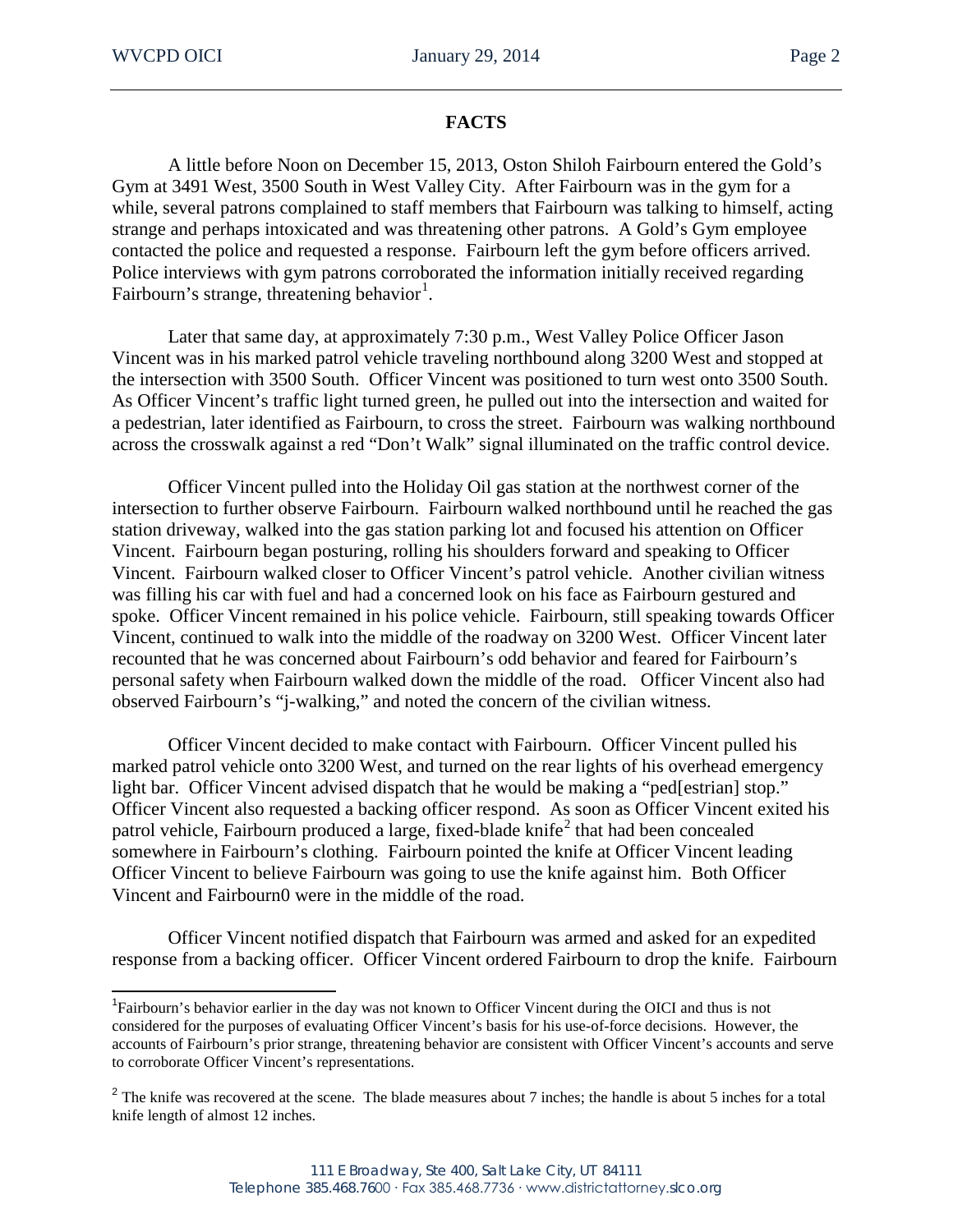## FACTS

A little before Noon on December 15, 2013, Oston Shiloh Fairbourn entered the Gold's Gym at 3491 West, 3500 South in West Valley City. After Fairbourn was in the gym for a while, several patrons complained to staff members that Fairbourn was talking to himself, acting strange and perhaps intoxicated and was threatening other patrons. A Gold's Gym employee contacted the police and requested a response. Fairbourn left the gym before officers arrived. Police interviews with gym patrons corroborated the information initially received regarding Fairbourn's strange, threatening behavior[1].

Later that same day, at approximately 7:30 p.m., West Valley Police Officer Jason Vincent was in his marked patrol vehicle traveling northbound along 3200 West and stopped at the intersection with 3500 South. Officer Vincent was positioned to turn west onto 3500 South. As Officer Vincent's traffic light turned green, he pulled out into the intersection and waited for a pedestrian, later identified as Fairbourn, to cross the street. Fairbourn was walking northbound across the crosswalk against a red "Don't Walk" signal illuminated on the traffic control device.

Officer Vincent pulled into the Holiday Oil gas station at the northwest corner of the intersection to further observe Fairbourn. Fairbourn walked northbound until he reached the gas station driveway, walked into the gas station parking lot and focused his attention on Officer Vincent. Fairbourn began posturing, rolling his shoulders forward and speaking to Officer Vincent. Fairbourn walked closer to Officer Vincent's patrol vehicle. Another civilian witness was filling his car with fuel and had a concerned look on his face as Fairbourn gestured and spoke. Officer Vincent remained in his police vehicle. Fairbourn, still speaking towards Officer Vincent, continued to walk into the middle of the roadway on 3200 West. Officer Vincent later recounted that he was concerned about Fairbourn's odd behavior and feared for Fairbourn's personal safety when Fairbourn walked down the middle of the road. Officer Vincent also had observed Fairbourn's "j-walking," and noted the concern of the civilian witness.

Officer Vincent decided to make contact with Fairbourn. Officer Vincent pulled his marked patrol vehicle onto 3200 West, and turned on the rear lights of his overhead emergency light bar. Officer Vincent advised dispatch that he would be making a "ped[estrian] stop." Officer Vincent also requested a backing officer respond. As soon as Officer Vincent exited his patrol vehicle, Fairbourn produced a large, fixed-blade knife[2] that had been concealed somewhere in Fairbourn's clothing. Fairbourn pointed the knife at Officer Vincent leading Officer Vincent to believe Fairbourn was going to use the knife against him. Both Officer Vincent and Fairbourn0 were in the middle of the road.

Officer Vincent notified dispatch that Fairbourn was armed and asked for an expedited response from a backing officer. Officer Vincent ordered Fairbourn to drop the knife. Fairbourn

[1]Fairbourn's behavior earlier in the day was not known to Officer Vincent during the OICI and thus is not considered for the purposes of evaluating Officer Vincent's basis for his use-of-force decisions. However, the accounts of Fairbourn's prior strange, threatening behavior are consistent with Officer Vincent's accounts and serve to corroborate Officer Vincent's representations.

[2] The knife was recovered at the scene. The blade measures about 7 inches; the handle is about 5 inches for a total knife length of almost 12 inches.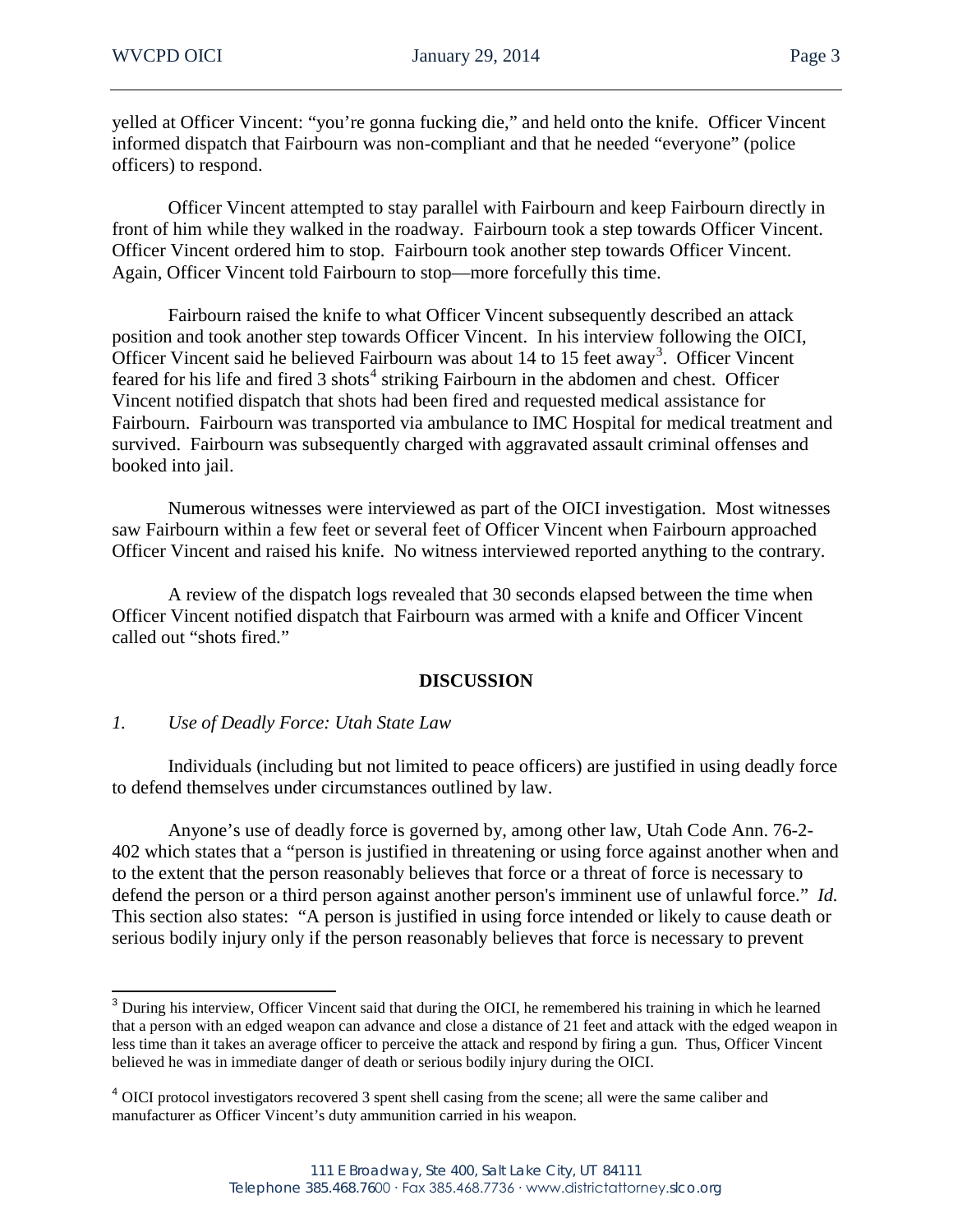yelled at Officer Vincent: "you're gonna fucking die," and held onto the knife. Officer Vincent informed dispatch that Fairbourn was non-compliant and that he needed "everyone" (police officers) to respond.

Officer Vincent attempted to stay parallel with Fairbourn and keep Fairbourn directly in front of him while they walked in the roadway. Fairbourn took a step towards Officer Vincent. Officer Vincent ordered him to stop. Fairbourn took another step towards Officer Vincent. Again, Officer Vincent told Fairbourn to stop—more forcefully this time.

Fairbourn raised the knife to what Officer Vincent subsequently described an attack position and took another step towards Officer Vincent. In his interview following the OICI, Officer Vincent said he believed Fairbourn was about 14 to 15 feet away[3]. Officer Vincent feared for his life and fired 3 shots[4] striking Fairbourn in the abdomen and chest. Officer Vincent notified dispatch that shots had been fired and requested medical assistance for Fairbourn. Fairbourn was transported via ambulance to IMC Hospital for medical treatment and survived. Fairbourn was subsequently charged with aggravated assault criminal offenses and booked into jail.

Numerous witnesses were interviewed as part of the OICI investigation. Most witnesses saw Fairbourn within a few feet or several feet of Officer Vincent when Fairbourn approached Officer Vincent and raised his knife. No witness interviewed reported anything to the contrary.

A review of the dispatch logs revealed that 30 seconds elapsed between the time when Officer Vincent notified dispatch that Fairbourn was armed with a knife and Officer Vincent called out "shots fired."

## DISCUSSION

### *1. Use of Deadly Force: Utah State Law*

Individuals (including but not limited to peace officers) are justified in using deadly force to defend themselves under circumstances outlined by law.

Anyone's use of deadly force is governed by, among other law, Utah Code Ann. 76-2-402 which states that a "person is justified in threatening or using force against another when and to the extent that the person reasonably believes that force or a threat of force is necessary to defend the person or a third person against another person's imminent use of unlawful force." *Id.* This section also states: "A person is justified in using force intended or likely to cause death or serious bodily injury only if the person reasonably believes that force is necessary to prevent

[3] During his interview, Officer Vincent said that during the OICI, he remembered his training in which he learned that a person with an edged weapon can advance and close a distance of 21 feet and attack with the edged weapon in less time than it takes an average officer to perceive the attack and respond by firing a gun. Thus, Officer Vincent believed he was in immediate danger of death or serious bodily injury during the OICI.

[4] OICI protocol investigators recovered 3 spent shell casing from the scene; all were the same caliber and manufacturer as Officer Vincent's duty ammunition carried in his weapon.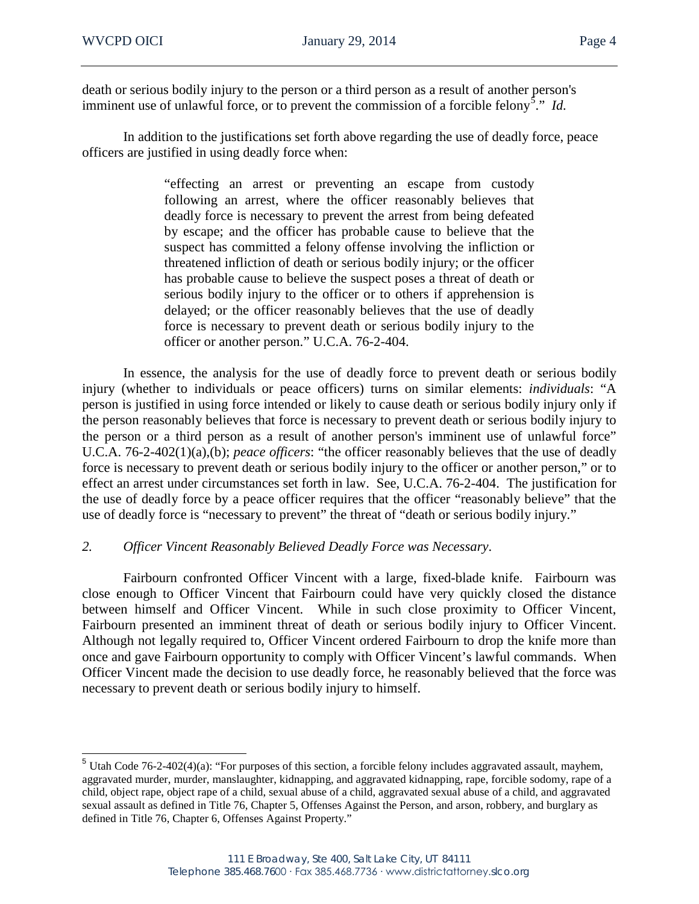death or serious bodily injury to the person or a third person as a result of another person's imminent use of unlawful force, or to prevent the commission of a forcible felony[5]." *Id.*

In addition to the justifications set forth above regarding the use of deadly force, peace officers are justified in using deadly force when:

> "effecting an arrest or preventing an escape from custody following an arrest, where the officer reasonably believes that deadly force is necessary to prevent the arrest from being defeated by escape; and the officer has probable cause to believe that the suspect has committed a felony offense involving the infliction or threatened infliction of death or serious bodily injury; or the officer has probable cause to believe the suspect poses a threat of death or serious bodily injury to the officer or to others if apprehension is delayed; or the officer reasonably believes that the use of deadly force is necessary to prevent death or serious bodily injury to the officer or another person." U.C.A. 76-2-404.

In essence, the analysis for the use of deadly force to prevent death or serious bodily injury (whether to individuals or peace officers) turns on similar elements: *individuals*: "A person is justified in using force intended or likely to cause death or serious bodily injury only if the person reasonably believes that force is necessary to prevent death or serious bodily injury to the person or a third person as a result of another person's imminent use of unlawful force" U.C.A. 76-2-402(1)(a),(b); *peace officers*: "the officer reasonably believes that the use of deadly force is necessary to prevent death or serious bodily injury to the officer or another person," or to effect an arrest under circumstances set forth in law. See, U.C.A. 76-2-404. The justification for the use of deadly force by a peace officer requires that the officer "reasonably believe" that the use of deadly force is "necessary to prevent" the threat of "death or serious bodily injury."

*2. Officer Vincent Reasonably Believed Deadly Force was Necessary.*

Fairbourn confronted Officer Vincent with a large, fixed-blade knife. Fairbourn was close enough to Officer Vincent that Fairbourn could have very quickly closed the distance between himself and Officer Vincent. While in such close proximity to Officer Vincent, Fairbourn presented an imminent threat of death or serious bodily injury to Officer Vincent. Although not legally required to, Officer Vincent ordered Fairbourn to drop the knife more than once and gave Fairbourn opportunity to comply with Officer Vincent's lawful commands. When Officer Vincent made the decision to use deadly force, he reasonably believed that the force was necessary to prevent death or serious bodily injury to himself.

[5] Utah Code 76-2-402(4)(a): "For purposes of this section, a forcible felony includes aggravated assault, mayhem, aggravated murder, murder, manslaughter, kidnapping, and aggravated kidnapping, rape, forcible sodomy, rape of a child, object rape, object rape of a child, sexual abuse of a child, aggravated sexual abuse of a child, and aggravated sexual assault as defined in Title 76, Chapter 5, Offenses Against the Person, and arson, robbery, and burglary as defined in Title 76, Chapter 6, Offenses Against Property."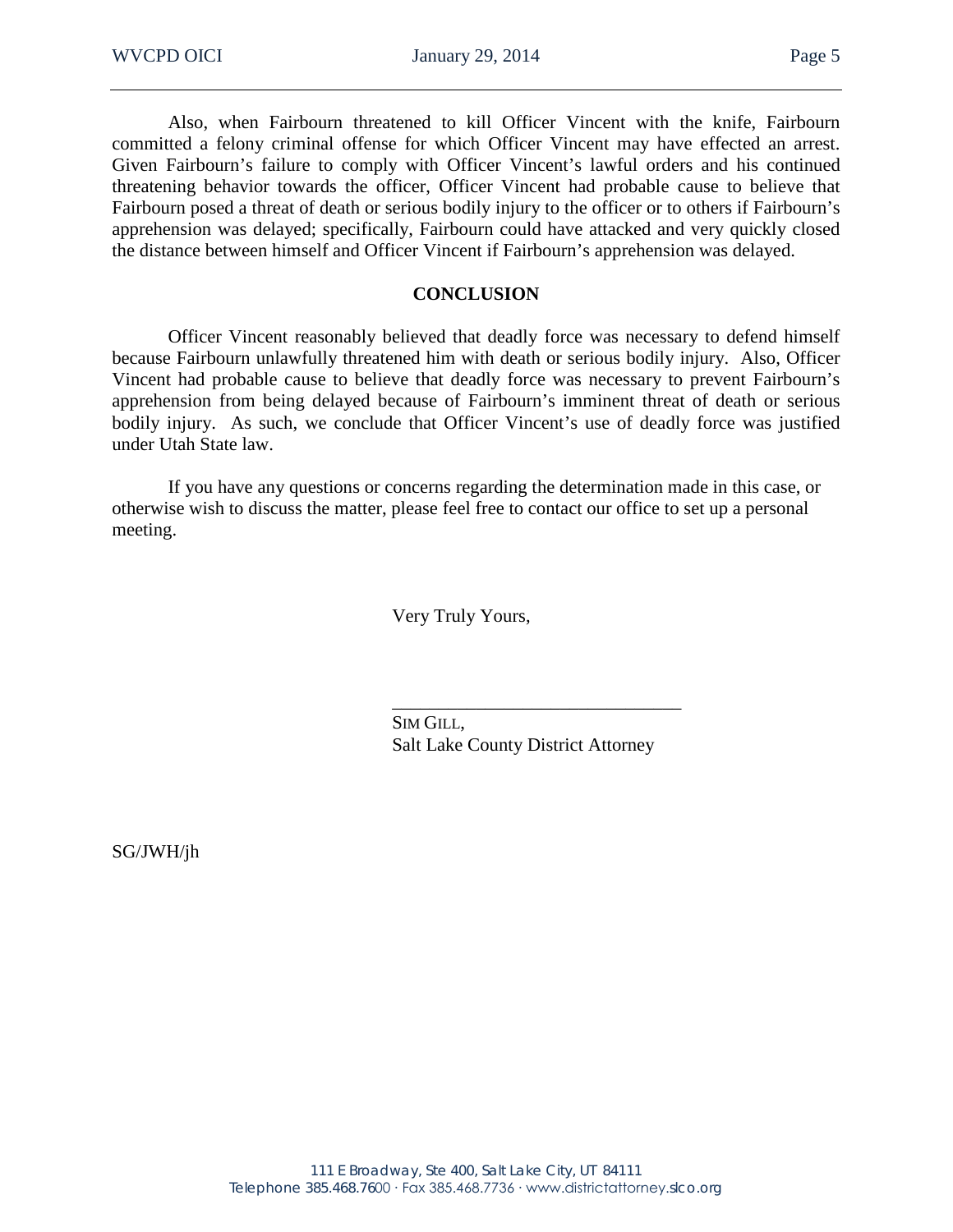Also, when Fairbourn threatened to kill Officer Vincent with the knife, Fairbourn committed a felony criminal offense for which Officer Vincent may have effected an arrest. Given Fairbourn's failure to comply with Officer Vincent's lawful orders and his continued threatening behavior towards the officer, Officer Vincent had probable cause to believe that Fairbourn posed a threat of death or serious bodily injury to the officer or to others if Fairbourn's apprehension was delayed; specifically, Fairbourn could have attacked and very quickly closed the distance between himself and Officer Vincent if Fairbourn's apprehension was delayed.

## CONCLUSION

Officer Vincent reasonably believed that deadly force was necessary to defend himself because Fairbourn unlawfully threatened him with death or serious bodily injury. Also, Officer Vincent had probable cause to believe that deadly force was necessary to prevent Fairbourn's apprehension from being delayed because of Fairbourn's imminent threat of death or serious bodily injury. As such, we conclude that Officer Vincent's use of deadly force was justified under Utah State law.

If you have any questions or concerns regarding the determination made in this case, or otherwise wish to discuss the matter, please feel free to contact our office to set up a personal meeting.

Very Truly Yours,

_______________________________

SIM GILL,
Salt Lake County District Attorney

SG/JWH/jh

111 E Broadway, Ste 400, Salt Lake City, UT 84111
Telephone 385.468.7600 · Fax 385.468.7736 · www.districtattorney.slco.org